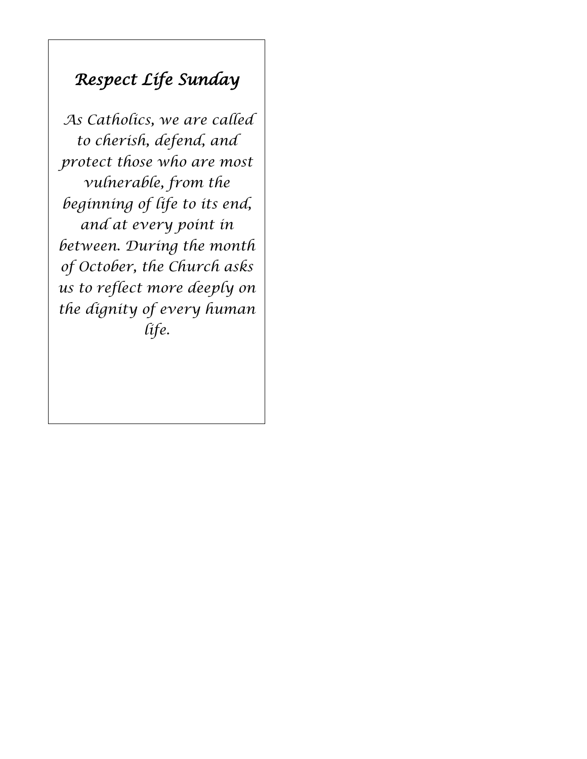# *Respect Life Sunday*

*As Catholics, we are called to cherish, defend, and protect those who are most vulnerable, from the beginning of life to its end, and at every point in between. During the month of October, the Church asks us to reflect more deeply on the dignity of every human life.*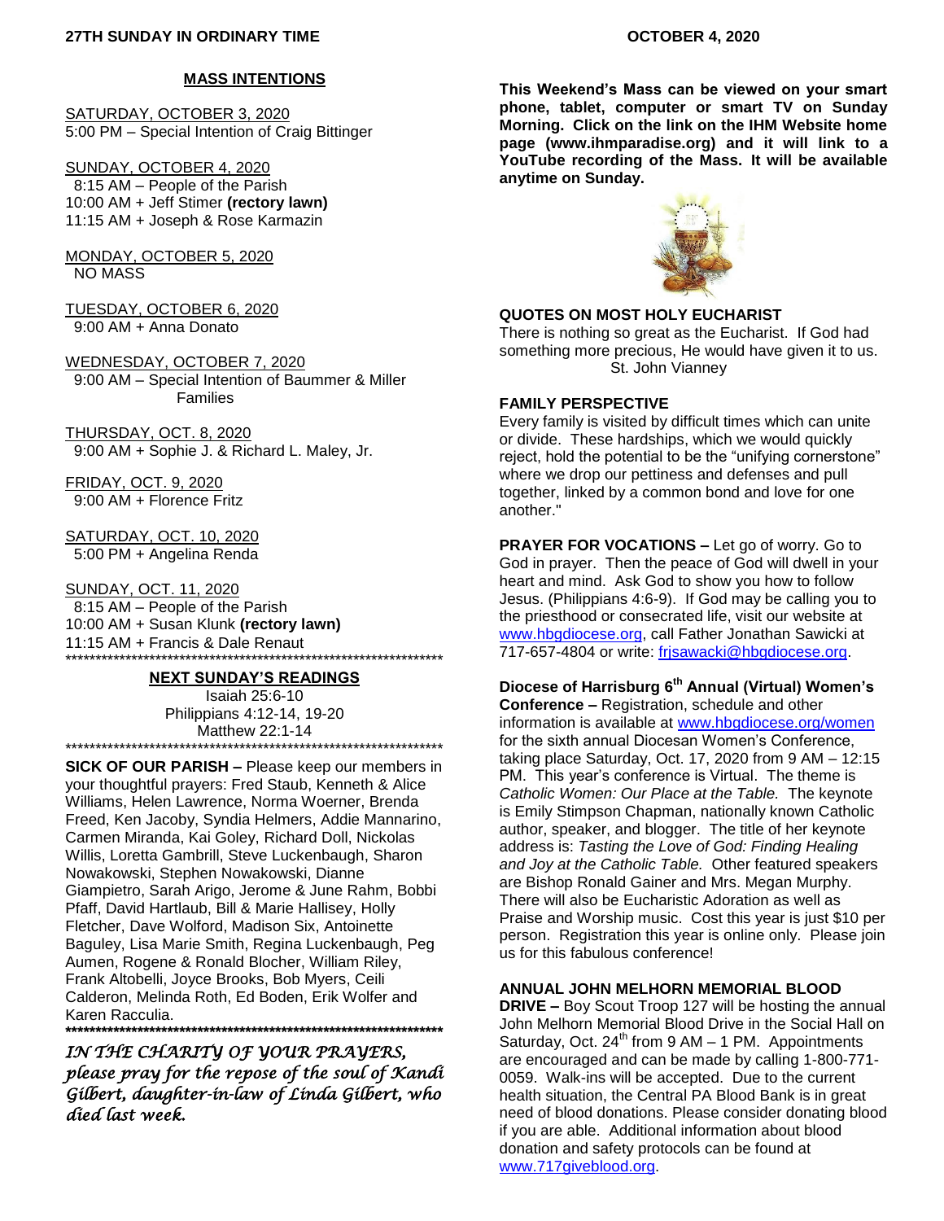**27TH SUNDAY IN ORDINARY TIME** **OCTOBER 4, 2020**

## MASS INTENTIONS

SATURDAY, OCTOBER 3, 2020
5:00 PM – Special Intention of Craig Bittinger

SUNDAY, OCTOBER 4, 2020
8:15 AM – People of the Parish
10:00 AM + Jeff Stimer **(rectory lawn)**
11:15 AM + Joseph & Rose Karmazin

MONDAY, OCTOBER 5, 2020
NO MASS

TUESDAY, OCTOBER 6, 2020
9:00 AM + Anna Donato

WEDNESDAY, OCTOBER 7, 2020
9:00 AM – Special Intention of Baummer & Miller Families

THURSDAY, OCT. 8, 2020
9:00 AM + Sophie J. & Richard L. Maley, Jr.

FRIDAY, OCT. 9, 2020
9:00 AM + Florence Fritz

SATURDAY, OCT. 10, 2020
5:00 PM + Angelina Renda

SUNDAY, OCT. 11, 2020
8:15 AM – People of the Parish
10:00 AM + Susan Klunk **(rectory lawn)**
11:15 AM + Francis & Dale Renaut

*******************************************************************

## NEXT SUNDAY'S READINGS

Isaiah 25:6-10
Philippians 4:12-14, 19-20
Matthew 22:1-14

*******************************************************************

**SICK OF OUR PARISH –** Please keep our members in your thoughtful prayers: Fred Staub, Kenneth & Alice Williams, Helen Lawrence, Norma Woerner, Brenda Freed, Ken Jacoby, Syndia Helmers, Addie Mannarino, Carmen Miranda, Kai Goley, Richard Doll, Nickolas Willis, Loretta Gambrill, Steve Luckenbaugh, Sharon Nowakowski, Stephen Nowakowski, Dianne Giampietro, Sarah Arigo, Jerome & June Rahm, Bobbi Pfaff, David Hartlaub, Bill & Marie Hallisey, Holly Fletcher, Dave Wolford, Madison Six, Antoinette Baguley, Lisa Marie Smith, Regina Luckenbaugh, Peg Aumen, Rogene & Ronald Blocher, William Riley, Frank Altobelli, Joyce Brooks, Bob Myers, Ceili Calderon, Melinda Roth, Ed Boden, Erik Wolfer and Karen Racculia.

*******************************************************************

*IN THE CHARITY OF YOUR PRAYERS, please pray for the repose of the soul of Kandi Gilbert, daughter-in-law of Linda Gilbert, who died last week.*

**This Weekend's Mass can be viewed on your smart phone, tablet, computer or smart TV on Sunday Morning. Click on the link on the IHM Website home page (www.ihmparadise.org) and it will link to a YouTube recording of the Mass. It will be available anytime on Sunday.**

**QUOTES ON MOST HOLY EUCHARIST**
There is nothing so great as the Eucharist. If God had something more precious, He would have given it to us.
St. John Vianney

**FAMILY PERSPECTIVE**
Every family is visited by difficult times which can unite or divide. These hardships, which we would quickly reject, hold the potential to be the "unifying cornerstone" where we drop our pettiness and defenses and pull together, linked by a common bond and love for one another."

**PRAYER FOR VOCATIONS –** Let go of worry. Go to God in prayer. Then the peace of God will dwell in your heart and mind. Ask God to show you how to follow Jesus. (Philippians 4:6-9). If God may be calling you to the priesthood or consecrated life, visit our website at www.hbgdiocese.org, call Father Jonathan Sawicki at 717-657-4804 or write: frjsawacki@hbgdiocese.org.

**Diocese of Harrisburg 6th Annual (Virtual) Women's Conference –** Registration, schedule and other information is available at www.hbgdiocese.org/women for the sixth annual Diocesan Women's Conference, taking place Saturday, Oct. 17, 2020 from 9 AM – 12:15 PM. This year's conference is Virtual. The theme is *Catholic Women: Our Place at the Table.* The keynote is Emily Stimpson Chapman, nationally known Catholic author, speaker, and blogger. The title of her keynote address is: *Tasting the Love of God: Finding Healing and Joy at the Catholic Table.* Other featured speakers are Bishop Ronald Gainer and Mrs. Megan Murphy. There will also be Eucharistic Adoration as well as Praise and Worship music. Cost this year is just $10 per person. Registration this year is online only. Please join us for this fabulous conference!

**ANNUAL JOHN MELHORN MEMORIAL BLOOD DRIVE –** Boy Scout Troop 127 will be hosting the annual John Melhorn Memorial Blood Drive in the Social Hall on Saturday, Oct. 24th from 9 AM – 1 PM. Appointments are encouraged and can be made by calling 1-800-771-0059. Walk-ins will be accepted. Due to the current health situation, the Central PA Blood Bank is in great need of blood donations. Please consider donating blood if you are able. Additional information about blood donation and safety protocols can be found at www.717giveblood.org.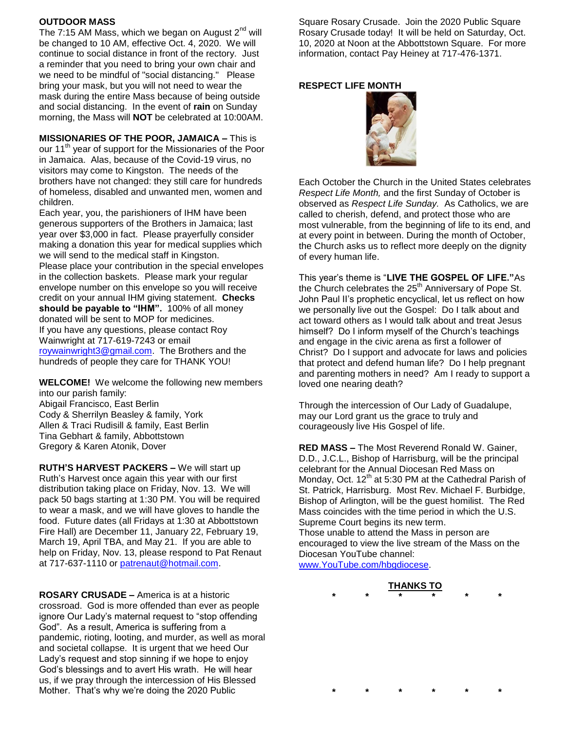**OUTDOOR MASS**

The 7:15 AM Mass, which we began on August 2nd will be changed to 10 AM, effective Oct. 4, 2020. We will continue to social distance in front of the rectory. Just a reminder that you need to bring your own chair and we need to be mindful of "social distancing." Please bring your mask, but you will not need to wear the mask during the entire Mass because of being outside and social distancing. In the event of **rain** on Sunday morning, the Mass will **NOT** be celebrated at 10:00AM.

**MISSIONARIES OF THE POOR, JAMAICA –** This is our 11th year of support for the Missionaries of the Poor in Jamaica. Alas, because of the Covid-19 virus, no visitors may come to Kingston. The needs of the brothers have not changed: they still care for hundreds of homeless, disabled and unwanted men, women and children.

Each year, you, the parishioners of IHM have been generous supporters of the Brothers in Jamaica; last year over $3,000 in fact. Please prayerfully consider making a donation this year for medical supplies which we will send to the medical staff in Kingston.

Please place your contribution in the special envelopes in the collection baskets. Please mark your regular envelope number on this envelope so you will receive credit on your annual IHM giving statement. **Checks should be payable to "IHM".** 100% of all money donated will be sent to MOP for medicines.

If you have any questions, please contact Roy Wainwright at 717-619-7243 or email roywainwright3@gmail.com. The Brothers and the hundreds of people they care for THANK YOU!

**WELCOME!** We welcome the following new members into our parish family:

Abigail Francisco, East Berlin
Cody & Sherrilyn Beasley & family, York
Allen & Traci Rudisill & family, East Berlin
Tina Gebhart & family, Abbottstown
Gregory & Karen Atonik, Dover

**RUTH'S HARVEST PACKERS –** We will start up Ruth's Harvest once again this year with our first distribution taking place on Friday, Nov. 13. We will pack 50 bags starting at 1:30 PM. You will be required to wear a mask, and we will have gloves to handle the food. Future dates (all Fridays at 1:30 at Abbottstown Fire Hall) are December 11, January 22, February 19, March 19, April TBA, and May 21. If you are able to help on Friday, Nov. 13, please respond to Pat Renaut at 717-637-1110 or patrenaut@hotmail.com.

**ROSARY CRUSADE –** America is at a historic crossroad. God is more offended than ever as people ignore Our Lady's maternal request to "stop offending God". As a result, America is suffering from a pandemic, rioting, looting, and murder, as well as moral and societal collapse. It is urgent that we heed Our Lady's request and stop sinning if we hope to enjoy God's blessings and to avert His wrath. He will hear us, if we pray through the intercession of His Blessed Mother. That's why we're doing the 2020 Public Square Rosary Crusade. Join the 2020 Public Square Rosary Crusade today! It will be held on Saturday, Oct. 10, 2020 at Noon at the Abbottstown Square. For more information, contact Pay Heiney at 717-476-1371.

**RESPECT LIFE MONTH**

Each October the Church in the United States celebrates *Respect Life Month,* and the first Sunday of October is observed as *Respect Life Sunday.* As Catholics, we are called to cherish, defend, and protect those who are most vulnerable, from the beginning of life to its end, and at every point in between. During the month of October, the Church asks us to reflect more deeply on the dignity of every human life.

This year's theme is "**LIVE THE GOSPEL OF LIFE."** As the Church celebrates the 25th Anniversary of Pope St. John Paul II's prophetic encyclical, let us reflect on how we personally live out the Gospel: Do I talk about and act toward others as I would talk about and treat Jesus himself? Do I inform myself of the Church's teachings and engage in the civic arena as first a follower of Christ? Do I support and advocate for laws and policies that protect and defend human life? Do I help pregnant and parenting mothers in need? Am I ready to support a loved one nearing death?

Through the intercession of Our Lady of Guadalupe, may our Lord grant us the grace to truly and courageously live His Gospel of life.

**RED MASS –** The Most Reverend Ronald W. Gainer, D.D., J.C.L., Bishop of Harrisburg, will be the principal celebrant for the Annual Diocesan Red Mass on Monday, Oct. 12th at 5:30 PM at the Cathedral Parish of St. Patrick, Harrisburg. Most Rev. Michael F. Burbidge, Bishop of Arlington, will be the guest homilist. The Red Mass coincides with the time period in which the U.S. Supreme Court begins its new term.

Those unable to attend the Mass in person are encouraged to view the live stream of the Mass on the Diocesan YouTube channel: www.YouTube.com/hbgdiocese.

**THANKS TO**

\* \* \* \* \* \*

\* \* \* \* \* \*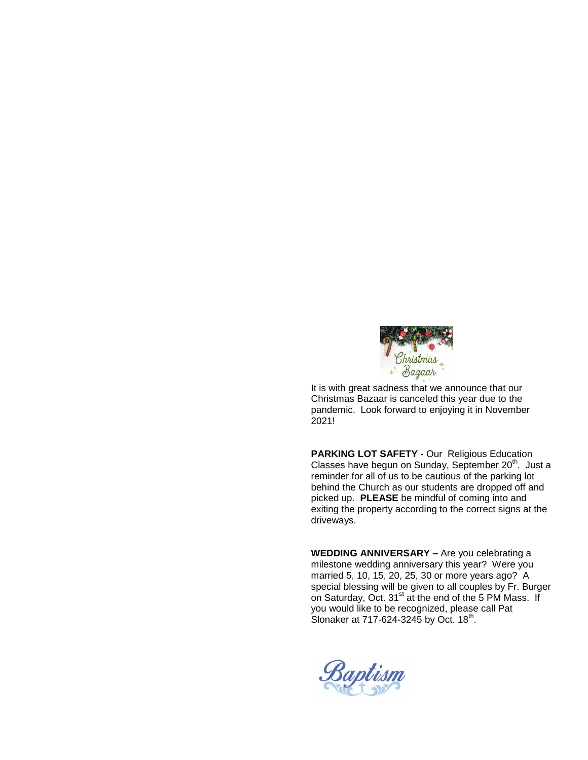It is with great sadness that we announce that our Christmas Bazaar is canceled this year due to the pandemic. Look forward to enjoying it in November 2021!

**PARKING LOT SAFETY -** Our Religious Education Classes have begun on Sunday, September 20th. Just a reminder for all of us to be cautious of the parking lot behind the Church as our students are dropped off and picked up. **PLEASE** be mindful of coming into and exiting the property according to the correct signs at the driveways.

**WEDDING ANNIVERSARY –** Are you celebrating a milestone wedding anniversary this year? Were you married 5, 10, 15, 20, 25, 30 or more years ago? A special blessing will be given to all couples by Fr. Burger on Saturday, Oct. 31st at the end of the 5 PM Mass. If you would like to be recognized, please call Pat Slonaker at 717-624-3245 by Oct. 18th.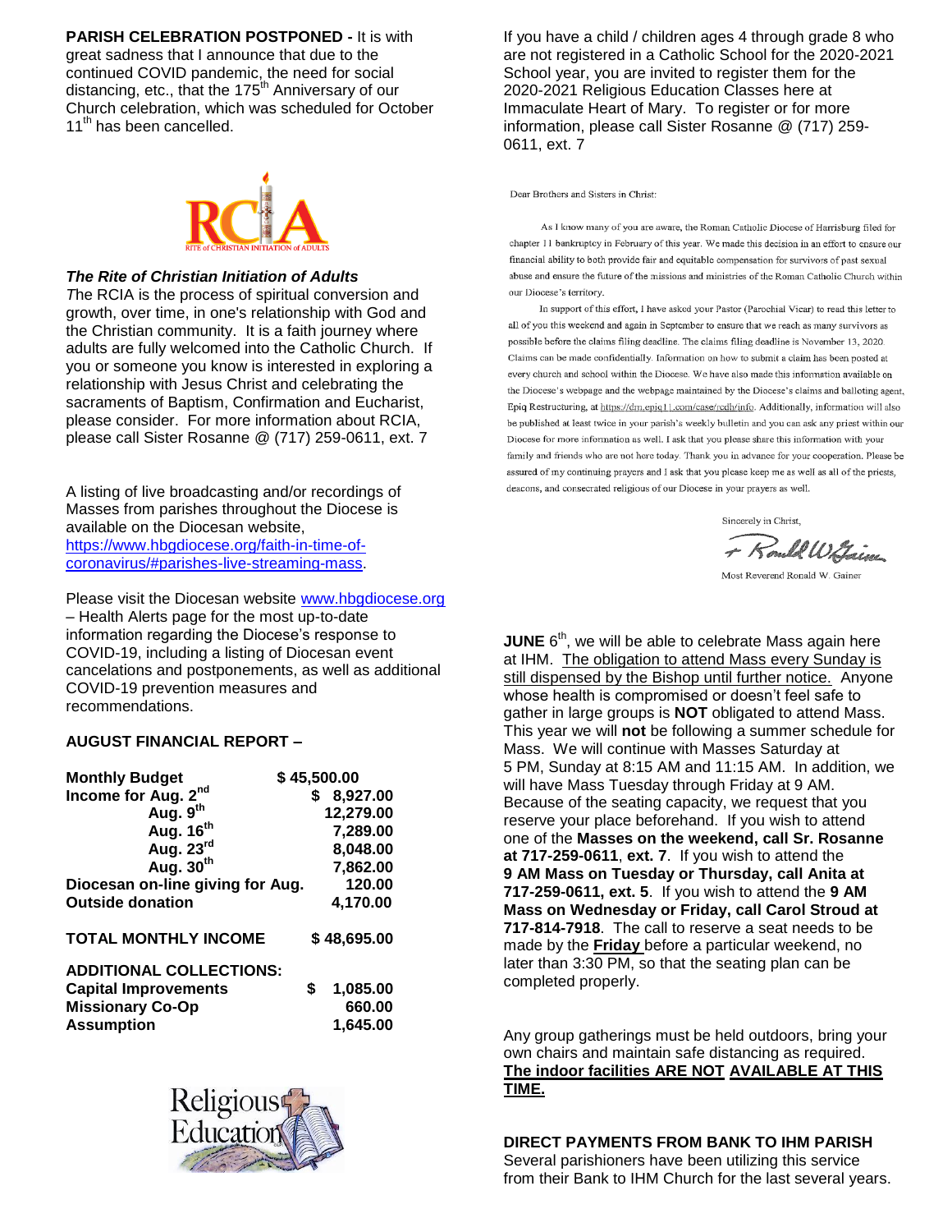**PARISH CELEBRATION POSTPONED -** It is with great sadness that I announce that due to the continued COVID pandemic, the need for social distancing, etc., that the 175th Anniversary of our Church celebration, which was scheduled for October 11th has been cancelled.

RCIA
RITE of CHRISTIAN INITIATION of ADULTS

***The Rite of Christian Initiation of Adults***

*T*he RCIA is the process of spiritual conversion and growth, over time, in one's relationship with God and the Christian community. It is a faith journey where adults are fully welcomed into the Catholic Church. If you or someone you know is interested in exploring a relationship with Jesus Christ and celebrating the sacraments of Baptism, Confirmation and Eucharist, please consider. For more information about RCIA, please call Sister Rosanne @ (717) 259-0611, ext. 7

A listing of live broadcasting and/or recordings of Masses from parishes throughout the Diocese is available on the Diocesan website, https://www.hbgdiocese.org/faith-in-time-of-coronavirus/#parishes-live-streaming-mass.

Please visit the Diocesan website www.hbgdiocese.org – Health Alerts page for the most up-to-date information regarding the Diocese's response to COVID-19, including a listing of Diocesan event cancelations and postponements, as well as additional COVID-19 prevention measures and recommendations.

**AUGUST FINANCIAL REPORT –**

| | |
|---|---|
| **Monthly Budget** | **$ 45,500.00** |
| **Income for Aug. 2nd** | **$ 8,927.00** |
| **Aug. 9th** | **12,279.00** |
| **Aug. 16th** | **7,289.00** |
| **Aug. 23rd** | **8,048.00** |
| **Aug. 30th** | **7,862.00** |
| **Diocesan on-line giving for Aug.** | **120.00** |
| **Outside donation** | **4,170.00** |
| **TOTAL MONTHLY INCOME** | **$ 48,695.00** |
| **ADDITIONAL COLLECTIONS:** | |
| **Capital Improvements** | **$ 1,085.00** |
| **Missionary Co-Op** | **660.00** |
| **Assumption** | **1,645.00** |

Religious Education

If you have a child / children ages 4 through grade 8 who are not registered in a Catholic School for the 2020-2021 School year, you are invited to register them for the 2020-2021 Religious Education Classes here at Immaculate Heart of Mary. To register or for more information, please call Sister Rosanne @ (717) 259-0611, ext. 7

Dear Brothers and Sisters in Christ:

As I know many of you are aware, the Roman Catholic Diocese of Harrisburg filed for chapter 11 bankruptcy in February of this year. We made this decision in an effort to ensure our financial ability to both provide fair and equitable compensation for survivors of past sexual abuse and ensure the future of the missions and ministries of the Roman Catholic Church within our Diocese's territory.

In support of this effort, I have asked your Pastor (Parochial Vicar) to read this letter to all of you this weekend and again in September to ensure that we reach as many survivors as possible before the claims filing deadline. The claims filing deadline is November 13, 2020. Claims can be made confidentially. Information on how to submit a claim has been posted at every church and school within the Diocese. We have also made this information available on the Diocese's webpage and the webpage maintained by the Diocese's claims and balloting agent, Epiq Restructuring, at https://dm.epiq11.com/case/rcdh/info. Additionally, information will also be published at least twice in your parish's weekly bulletin and you can ask any priest within our Diocese for more information as well. I ask that you please share this information with your family and friends who are not here today. Thank you in advance for your cooperation. Please be assured of my continuing prayers and I ask that you please keep me as well as all of the priests, deacons, and consecrated religious of our Diocese in your prayers as well.

Sincerely in Christ,

+ Ronald W. Gainer

Most Reverend Ronald W. Gainer

**JUNE** 6th, we will be able to celebrate Mass again here at IHM. The obligation to attend Mass every Sunday is still dispensed by the Bishop until further notice. Anyone whose health is compromised or doesn't feel safe to gather in large groups is **NOT** obligated to attend Mass. This year we will **not** be following a summer schedule for Mass. We will continue with Masses Saturday at 5 PM, Sunday at 8:15 AM and 11:15 AM. In addition, we will have Mass Tuesday through Friday at 9 AM. Because of the seating capacity, we request that you reserve your place beforehand. If you wish to attend one of the **Masses on the weekend, call Sr. Rosanne at 717-259-0611**, **ext. 7**. If you wish to attend the **9 AM Mass on Tuesday or Thursday, call Anita at 717-259-0611, ext. 5**. If you wish to attend the **9 AM Mass on Wednesday or Friday, call Carol Stroud at 717-814-7918**. The call to reserve a seat needs to be made by the **Friday** before a particular weekend, no later than 3:30 PM, so that the seating plan can be completed properly.

Any group gatherings must be held outdoors, bring your own chairs and maintain safe distancing as required. **The indoor facilities ARE NOT AVAILABLE AT THIS TIME.**

**DIRECT PAYMENTS FROM BANK TO IHM PARISH**

Several parishioners have been utilizing this service from their Bank to IHM Church for the last several years.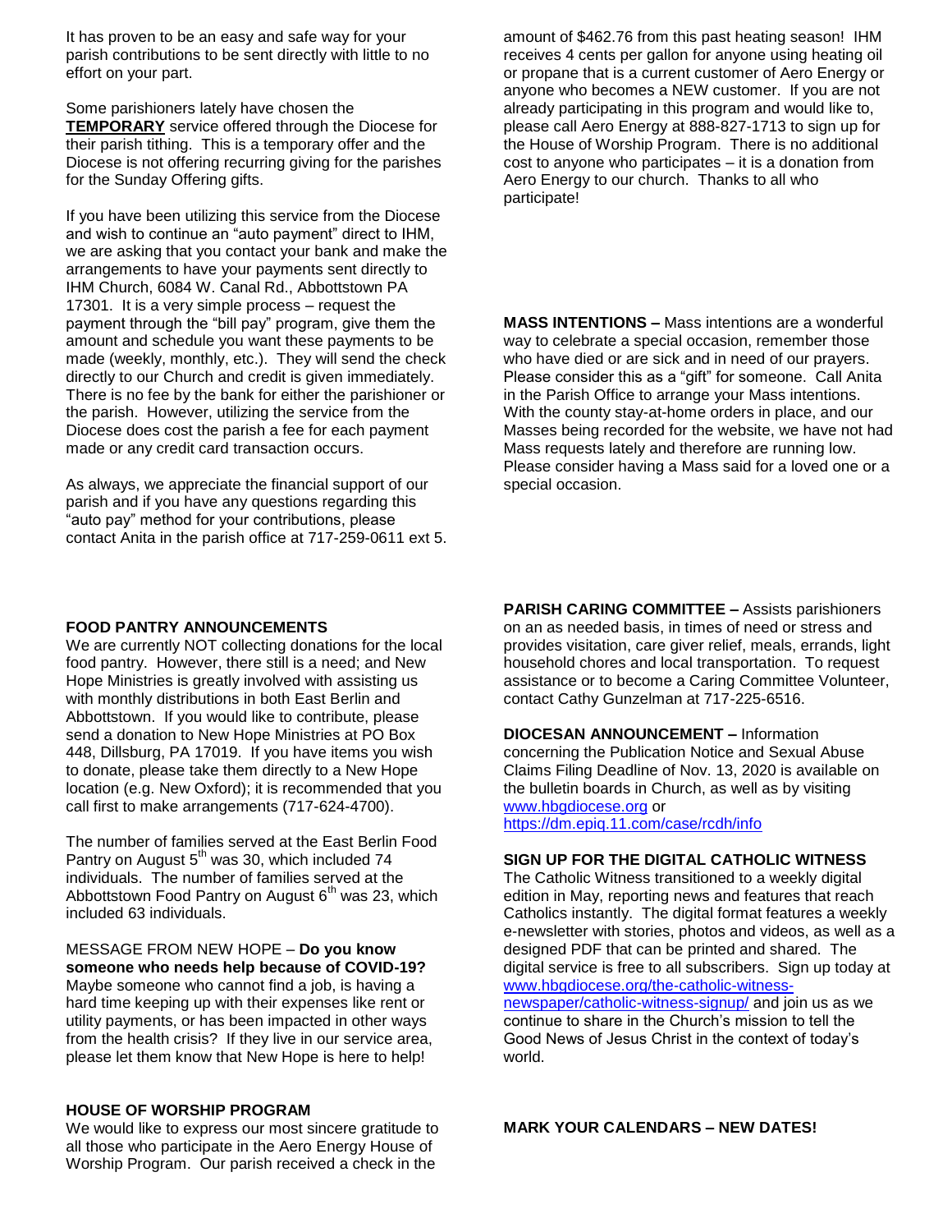It has proven to be an easy and safe way for your parish contributions to be sent directly with little to no effort on your part.

Some parishioners lately have chosen the **TEMPORARY** service offered through the Diocese for their parish tithing. This is a temporary offer and the Diocese is not offering recurring giving for the parishes for the Sunday Offering gifts.

If you have been utilizing this service from the Diocese and wish to continue an "auto payment" direct to IHM, we are asking that you contact your bank and make the arrangements to have your payments sent directly to IHM Church, 6084 W. Canal Rd., Abbottstown PA 17301. It is a very simple process – request the payment through the "bill pay" program, give them the amount and schedule you want these payments to be made (weekly, monthly, etc.). They will send the check directly to our Church and credit is given immediately. There is no fee by the bank for either the parishioner or the parish. However, utilizing the service from the Diocese does cost the parish a fee for each payment made or any credit card transaction occurs.

As always, we appreciate the financial support of our parish and if you have any questions regarding this "auto pay" method for your contributions, please contact Anita in the parish office at 717-259-0611 ext 5.

**FOOD PANTRY ANNOUNCEMENTS**

We are currently NOT collecting donations for the local food pantry. However, there still is a need; and New Hope Ministries is greatly involved with assisting us with monthly distributions in both East Berlin and Abbottstown. If you would like to contribute, please send a donation to New Hope Ministries at PO Box 448, Dillsburg, PA 17019. If you have items you wish to donate, please take them directly to a New Hope location (e.g. New Oxford); it is recommended that you call first to make arrangements (717-624-4700).

The number of families served at the East Berlin Food Pantry on August 5th was 30, which included 74 individuals. The number of families served at the Abbottstown Food Pantry on August 6th was 23, which included 63 individuals.

MESSAGE FROM NEW HOPE – **Do you know someone who needs help because of COVID-19?** Maybe someone who cannot find a job, is having a hard time keeping up with their expenses like rent or utility payments, or has been impacted in other ways from the health crisis? If they live in our service area, please let them know that New Hope is here to help!

**HOUSE OF WORSHIP PROGRAM**

We would like to express our most sincere gratitude to all those who participate in the Aero Energy House of Worship Program. Our parish received a check in the amount of $462.76 from this past heating season! IHM receives 4 cents per gallon for anyone using heating oil or propane that is a current customer of Aero Energy or anyone who becomes a NEW customer. If you are not already participating in this program and would like to, please call Aero Energy at 888-827-1713 to sign up for the House of Worship Program. There is no additional cost to anyone who participates – it is a donation from Aero Energy to our church. Thanks to all who participate!

**MASS INTENTIONS –** Mass intentions are a wonderful way to celebrate a special occasion, remember those who have died or are sick and in need of our prayers. Please consider this as a "gift" for someone. Call Anita in the Parish Office to arrange your Mass intentions. With the county stay-at-home orders in place, and our Masses being recorded for the website, we have not had Mass requests lately and therefore are running low. Please consider having a Mass said for a loved one or a special occasion.

**PARISH CARING COMMITTEE –** Assists parishioners on an as needed basis, in times of need or stress and provides visitation, care giver relief, meals, errands, light household chores and local transportation. To request assistance or to become a Caring Committee Volunteer, contact Cathy Gunzelman at 717-225-6516.

**DIOCESAN ANNOUNCEMENT –** Information concerning the Publication Notice and Sexual Abuse Claims Filing Deadline of Nov. 13, 2020 is available on the bulletin boards in Church, as well as by visiting www.hbgdiocese.org or https://dm.epiq.11.com/case/rcdh/info

**SIGN UP FOR THE DIGITAL CATHOLIC WITNESS**

The Catholic Witness transitioned to a weekly digital edition in May, reporting news and features that reach Catholics instantly. The digital format features a weekly e-newsletter with stories, photos and videos, as well as a designed PDF that can be printed and shared. The digital service is free to all subscribers. Sign up today at www.hbgdiocese.org/the-catholic-witness-newspaper/catholic-witness-signup/ and join us as we continue to share in the Church's mission to tell the Good News of Jesus Christ in the context of today's world.

**MARK YOUR CALENDARS – NEW DATES!**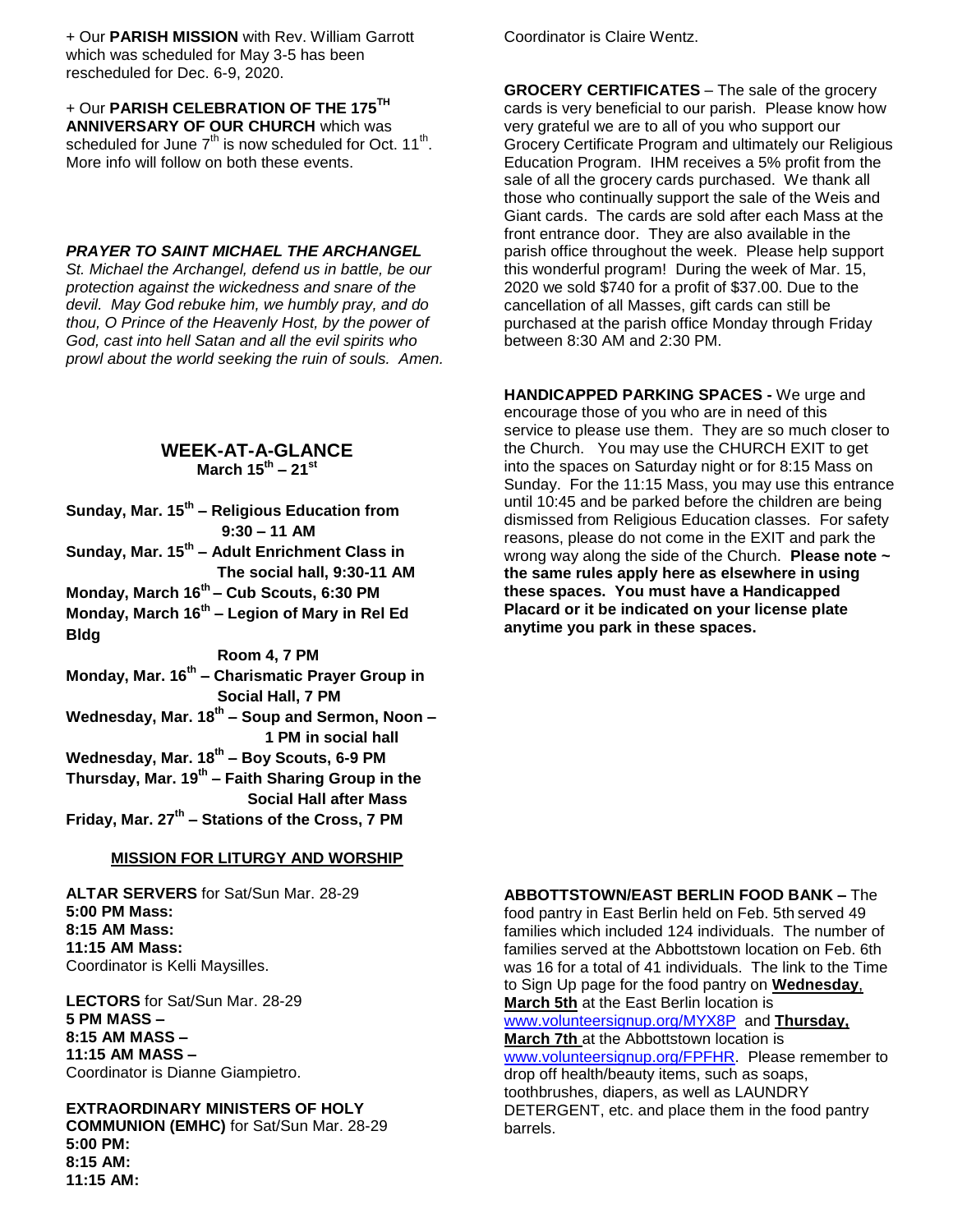+ Our **PARISH MISSION** with Rev. William Garrott which was scheduled for May 3-5 has been rescheduled for Dec. 6-9, 2020.

+ Our **PARISH CELEBRATION OF THE 175TH ANNIVERSARY OF OUR CHURCH** which was scheduled for June 7th is now scheduled for Oct. 11th. More info will follow on both these events.

***PRAYER TO SAINT MICHAEL THE ARCHANGEL***

*St. Michael the Archangel, defend us in battle, be our protection against the wickedness and snare of the devil. May God rebuke him, we humbly pray, and do thou, O Prince of the Heavenly Host, by the power of God, cast into hell Satan and all the evil spirits who prowl about the world seeking the ruin of souls. Amen.*

## WEEK-AT-A-GLANCE
**March 15th – 21st**

**Sunday, Mar. 15th – Religious Education from 9:30 – 11 AM**
**Sunday, Mar. 15th – Adult Enrichment Class in The social hall, 9:30-11 AM**
**Monday, March 16th – Cub Scouts, 6:30 PM**
**Monday, March 16th – Legion of Mary in Rel Ed Bldg Room 4, 7 PM**
**Monday, Mar. 16th – Charismatic Prayer Group in Social Hall, 7 PM**
**Wednesday, Mar. 18th – Soup and Sermon, Noon – 1 PM in social hall**
**Wednesday, Mar. 18th – Boy Scouts, 6-9 PM**
**Thursday, Mar. 19th – Faith Sharing Group in the Social Hall after Mass**
**Friday, Mar. 27th – Stations of the Cross, 7 PM**

**MISSION FOR LITURGY AND WORSHIP**

**ALTAR SERVERS** for Sat/Sun Mar. 28-29
**5:00 PM Mass:**
**8:15 AM Mass:**
**11:15 AM Mass:**
Coordinator is Kelli Maysilles.

**LECTORS** for Sat/Sun Mar. 28-29
**5 PM MASS –**
**8:15 AM MASS –**
**11:15 AM MASS –**
Coordinator is Dianne Giampietro.

**EXTRAORDINARY MINISTERS OF HOLY COMMUNION (EMHC)** for Sat/Sun Mar. 28-29
**5:00 PM:**
**8:15 AM:**
**11:15 AM:**
Coordinator is Claire Wentz.

**GROCERY CERTIFICATES** – The sale of the grocery cards is very beneficial to our parish. Please know how very grateful we are to all of you who support our Grocery Certificate Program and ultimately our Religious Education Program. IHM receives a 5% profit from the sale of all the grocery cards purchased. We thank all those who continually support the sale of the Weis and Giant cards. The cards are sold after each Mass at the front entrance door. They are also available in the parish office throughout the week. Please help support this wonderful program! During the week of Mar. 15, 2020 we sold $740 for a profit of $37.00. Due to the cancellation of all Masses, gift cards can still be purchased at the parish office Monday through Friday between 8:30 AM and 2:30 PM.

**HANDICAPPED PARKING SPACES -** We urge and encourage those of you who are in need of this service to please use them. They are so much closer to the Church. You may use the CHURCH EXIT to get into the spaces on Saturday night or for 8:15 Mass on Sunday. For the 11:15 Mass, you may use this entrance until 10:45 and be parked before the children are being dismissed from Religious Education classes. For safety reasons, please do not come in the EXIT and park the wrong way along the side of the Church. **Please note ~ the same rules apply here as elsewhere in using these spaces. You must have a Handicapped Placard or it be indicated on your license plate anytime you park in these spaces.**

**ABBOTTSTOWN/EAST BERLIN FOOD BANK –** The food pantry in East Berlin held on Feb. 5th served 49 families which included 124 individuals. The number of families served at the Abbottstown location on Feb. 6th was 16 for a total of 41 individuals. The link to the Time to Sign Up page for the food pantry on **Wednesday, March 5th** at the East Berlin location is www.volunteersignup.org/MYX8P and **Thursday, March 7th** at the Abbottstown location is www.volunteersignup.org/FPFHR. Please remember to drop off health/beauty items, such as soaps, toothbrushes, diapers, as well as LAUNDRY DETERGENT, etc. and place them in the food pantry barrels.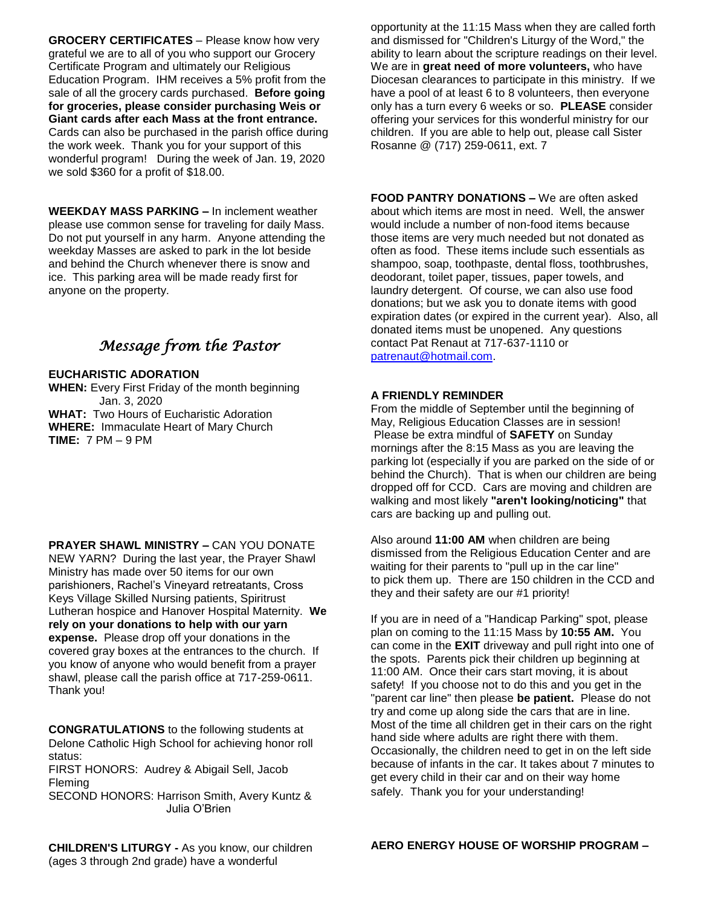**GROCERY CERTIFICATES** – Please know how very grateful we are to all of you who support our Grocery Certificate Program and ultimately our Religious Education Program. IHM receives a 5% profit from the sale of all the grocery cards purchased. **Before going for groceries, please consider purchasing Weis or Giant cards after each Mass at the front entrance.** Cards can also be purchased in the parish office during the work week. Thank you for your support of this wonderful program! During the week of Jan. 19, 2020 we sold $360 for a profit of $18.00.

**WEEKDAY MASS PARKING –** In inclement weather please use common sense for traveling for daily Mass. Do not put yourself in any harm. Anyone attending the weekday Masses are asked to park in the lot beside and behind the Church whenever there is snow and ice. This parking area will be made ready first for anyone on the property.

## *Message from the Pastor*

**EUCHARISTIC ADORATION**

**WHEN:** Every First Friday of the month beginning Jan. 3, 2020
**WHAT:** Two Hours of Eucharistic Adoration
**WHERE:** Immaculate Heart of Mary Church
**TIME:** 7 PM – 9 PM

**PRAYER SHAWL MINISTRY –** CAN YOU DONATE NEW YARN? During the last year, the Prayer Shawl Ministry has made over 50 items for our own parishioners, Rachel's Vineyard retreatants, Cross Keys Village Skilled Nursing patients, Spiritrust Lutheran hospice and Hanover Hospital Maternity. **We rely on your donations to help with our yarn expense.** Please drop off your donations in the covered gray boxes at the entrances to the church. If you know of anyone who would benefit from a prayer shawl, please call the parish office at 717-259-0611. Thank you!

**CONGRATULATIONS** to the following students at Delone Catholic High School for achieving honor roll status:
FIRST HONORS: Audrey & Abigail Sell, Jacob Fleming
SECOND HONORS: Harrison Smith, Avery Kuntz & Julia O'Brien

**CHILDREN'S LITURGY -** As you know, our children (ages 3 through 2nd grade) have a wonderful opportunity at the 11:15 Mass when they are called forth and dismissed for "Children's Liturgy of the Word," the ability to learn about the scripture readings on their level. We are in **great need of more volunteers,** who have Diocesan clearances to participate in this ministry. If we have a pool of at least 6 to 8 volunteers, then everyone only has a turn every 6 weeks or so. **PLEASE** consider offering your services for this wonderful ministry for our children. If you are able to help out, please call Sister Rosanne @ (717) 259-0611, ext. 7

**FOOD PANTRY DONATIONS –** We are often asked about which items are most in need. Well, the answer would include a number of non-food items because those items are very much needed but not donated as often as food. These items include such essentials as shampoo, soap, toothpaste, dental floss, toothbrushes, deodorant, toilet paper, tissues, paper towels, and laundry detergent. Of course, we can also use food donations; but we ask you to donate items with good expiration dates (or expired in the current year). Also, all donated items must be unopened. Any questions contact Pat Renaut at 717-637-1110 or patrenaut@hotmail.com.

**A FRIENDLY REMINDER**

From the middle of September until the beginning of May, Religious Education Classes are in session! Please be extra mindful of **SAFETY** on Sunday mornings after the 8:15 Mass as you are leaving the parking lot (especially if you are parked on the side of or behind the Church). That is when our children are being dropped off for CCD. Cars are moving and children are walking and most likely **"aren't looking/noticing"** that cars are backing up and pulling out.

Also around **11:00 AM** when children are being dismissed from the Religious Education Center and are waiting for their parents to "pull up in the car line" to pick them up. There are 150 children in the CCD and they and their safety are our #1 priority!

If you are in need of a "Handicap Parking" spot, please plan on coming to the 11:15 Mass by **10:55 AM.** You can come in the **EXIT** driveway and pull right into one of the spots. Parents pick their children up beginning at 11:00 AM. Once their cars start moving, it is about safety! If you choose not to do this and you get in the "parent car line" then please **be patient.** Please do not try and come up along side the cars that are in line. Most of the time all children get in their cars on the right hand side where adults are right there with them. Occasionally, the children need to get in on the left side because of infants in the car. It takes about 7 minutes to get every child in their car and on their way home safely. Thank you for your understanding!

**AERO ENERGY HOUSE OF WORSHIP PROGRAM –**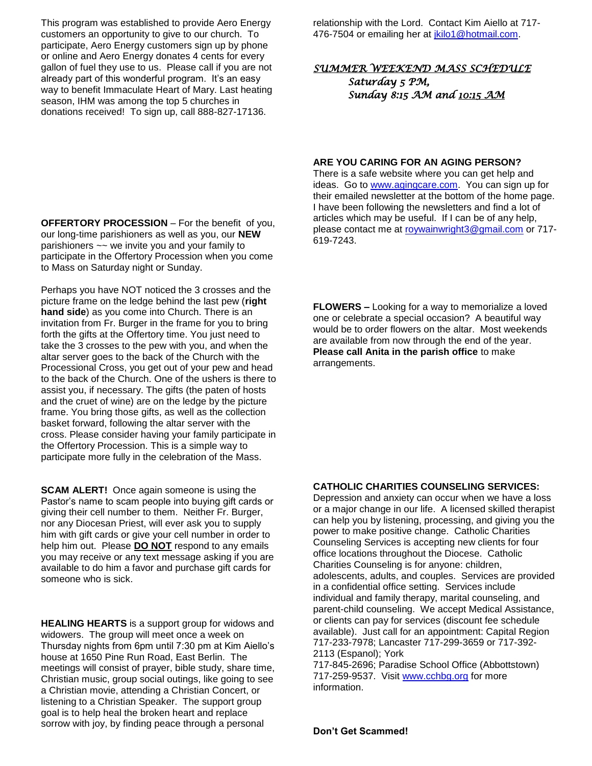This program was established to provide Aero Energy customers an opportunity to give to our church. To participate, Aero Energy customers sign up by phone or online and Aero Energy donates 4 cents for every gallon of fuel they use to us. Please call if you are not already part of this wonderful program. It's an easy way to benefit Immaculate Heart of Mary. Last heating season, IHM was among the top 5 churches in donations received! To sign up, call 888-827-17136.

**OFFERTORY PROCESSION** – For the benefit of you, our long-time parishioners as well as you, our **NEW** parishioners ~~ we invite you and your family to participate in the Offertory Procession when you come to Mass on Saturday night or Sunday.

Perhaps you have NOT noticed the 3 crosses and the picture frame on the ledge behind the last pew (**right hand side**) as you come into Church. There is an invitation from Fr. Burger in the frame for you to bring forth the gifts at the Offertory time. You just need to take the 3 crosses to the pew with you, and when the altar server goes to the back of the Church with the Processional Cross, you get out of your pew and head to the back of the Church. One of the ushers is there to assist you, if necessary. The gifts (the paten of hosts and the cruet of wine) are on the ledge by the picture frame. You bring those gifts, as well as the collection basket forward, following the altar server with the cross. Please consider having your family participate in the Offertory Procession. This is a simple way to participate more fully in the celebration of the Mass.

**SCAM ALERT!** Once again someone is using the Pastor's name to scam people into buying gift cards or giving their cell number to them. Neither Fr. Burger, nor any Diocesan Priest, will ever ask you to supply him with gift cards or give your cell number in order to help him out. Please **DO NOT** respond to any emails you may receive or any text message asking if you are available to do him a favor and purchase gift cards for someone who is sick.

**HEALING HEARTS** is a support group for widows and widowers. The group will meet once a week on Thursday nights from 6pm until 7:30 pm at Kim Aiello's house at 1650 Pine Run Road, East Berlin. The meetings will consist of prayer, bible study, share time, Christian music, group social outings, like going to see a Christian movie, attending a Christian Concert, or listening to a Christian Speaker. The support group goal is to help heal the broken heart and replace sorrow with joy, by finding peace through a personal relationship with the Lord. Contact Kim Aiello at 717-476-7504 or emailing her at jkilo1@hotmail.com.

***SUMMER WEEKEND MASS SCHEDULE***
*Saturday 5 PM,*
*Sunday 8:15 AM and 10:15 AM*

**ARE YOU CARING FOR AN AGING PERSON?**
There is a safe website where you can get help and ideas. Go to www.agingcare.com. You can sign up for their emailed newsletter at the bottom of the home page. I have been following the newsletters and find a lot of articles which may be useful. If I can be of any help, please contact me at roywainwright3@gmail.com or 717-619-7243.

**FLOWERS –** Looking for a way to memorialize a loved one or celebrate a special occasion? A beautiful way would be to order flowers on the altar. Most weekends are available from now through the end of the year. **Please call Anita in the parish office** to make arrangements.

**CATHOLIC CHARITIES COUNSELING SERVICES:**
Depression and anxiety can occur when we have a loss or a major change in our life. A licensed skilled therapist can help you by listening, processing, and giving you the power to make positive change. Catholic Charities Counseling Services is accepting new clients for four office locations throughout the Diocese. Catholic Charities Counseling is for anyone: children, adolescents, adults, and couples. Services are provided in a confidential office setting. Services include individual and family therapy, marital counseling, and parent-child counseling. We accept Medical Assistance, or clients can pay for services (discount fee schedule available). Just call for an appointment: Capital Region 717-233-7978; Lancaster 717-299-3659 or 717-392-2113 (Espanol); York
717-845-2696; Paradise School Office (Abbottstown) 717-259-9537. Visit www.cchbg.org for more information.

**Don't Get Scammed!**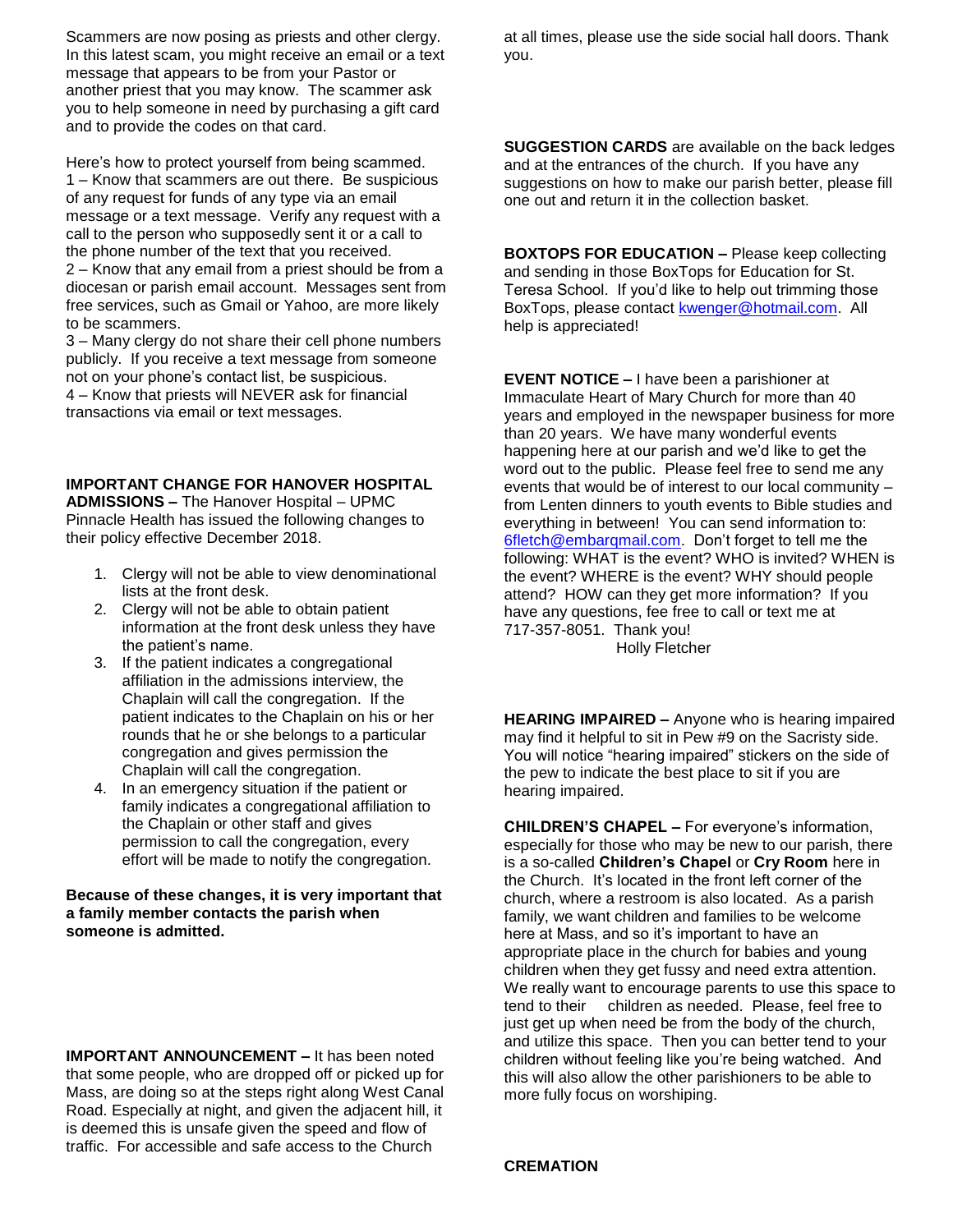Scammers are now posing as priests and other clergy. In this latest scam, you might receive an email or a text message that appears to be from your Pastor or another priest that you may know. The scammer ask you to help someone in need by purchasing a gift card and to provide the codes on that card.

Here's how to protect yourself from being scammed.
1 – Know that scammers are out there. Be suspicious of any request for funds of any type via an email message or a text message. Verify any request with a call to the person who supposedly sent it or a call to the phone number of the text that you received.
2 – Know that any email from a priest should be from a diocesan or parish email account. Messages sent from free services, such as Gmail or Yahoo, are more likely to be scammers.
3 – Many clergy do not share their cell phone numbers publicly. If you receive a text message from someone not on your phone's contact list, be suspicious.
4 – Know that priests will NEVER ask for financial transactions via email or text messages.

**IMPORTANT CHANGE FOR HANOVER HOSPITAL ADMISSIONS –** The Hanover Hospital – UPMC Pinnacle Health has issued the following changes to their policy effective December 2018.

1. Clergy will not be able to view denominational lists at the front desk.
2. Clergy will not be able to obtain patient information at the front desk unless they have the patient's name.
3. If the patient indicates a congregational affiliation in the admissions interview, the Chaplain will call the congregation. If the patient indicates to the Chaplain on his or her rounds that he or she belongs to a particular congregation and gives permission the Chaplain will call the congregation.
4. In an emergency situation if the patient or family indicates a congregational affiliation to the Chaplain or other staff and gives permission to call the congregation, every effort will be made to notify the congregation.

**Because of these changes, it is very important that a family member contacts the parish when someone is admitted.**

**IMPORTANT ANNOUNCEMENT –** It has been noted that some people, who are dropped off or picked up for Mass, are doing so at the steps right along West Canal Road. Especially at night, and given the adjacent hill, it is deemed this is unsafe given the speed and flow of traffic. For accessible and safe access to the Church at all times, please use the side social hall doors. Thank you.

**SUGGESTION CARDS** are available on the back ledges and at the entrances of the church. If you have any suggestions on how to make our parish better, please fill one out and return it in the collection basket.

**BOXTOPS FOR EDUCATION –** Please keep collecting and sending in those BoxTops for Education for St. Teresa School. If you'd like to help out trimming those BoxTops, please contact kwenger@hotmail.com. All help is appreciated!

**EVENT NOTICE –** I have been a parishioner at Immaculate Heart of Mary Church for more than 40 years and employed in the newspaper business for more than 20 years. We have many wonderful events happening here at our parish and we'd like to get the word out to the public. Please feel free to send me any events that would be of interest to our local community – from Lenten dinners to youth events to Bible studies and everything in between! You can send information to: 6fletch@embarqmail.com. Don't forget to tell me the following: WHAT is the event? WHO is invited? WHEN is the event? WHERE is the event? WHY should people attend? HOW can they get more information? If you have any questions, fee free to call or text me at 717-357-8051. Thank you!

Holly Fletcher

**HEARING IMPAIRED –** Anyone who is hearing impaired may find it helpful to sit in Pew #9 on the Sacristy side. You will notice "hearing impaired" stickers on the side of the pew to indicate the best place to sit if you are hearing impaired.

**CHILDREN'S CHAPEL –** For everyone's information, especially for those who may be new to our parish, there is a so-called **Children's Chapel** or **Cry Room** here in the Church. It's located in the front left corner of the church, where a restroom is also located. As a parish family, we want children and families to be welcome here at Mass, and so it's important to have an appropriate place in the church for babies and young children when they get fussy and need extra attention. We really want to encourage parents to use this space to tend to their children as needed. Please, feel free to just get up when need be from the body of the church, and utilize this space. Then you can better tend to your children without feeling like you're being watched. And this will also allow the other parishioners to be able to more fully focus on worshiping.

**CREMATION**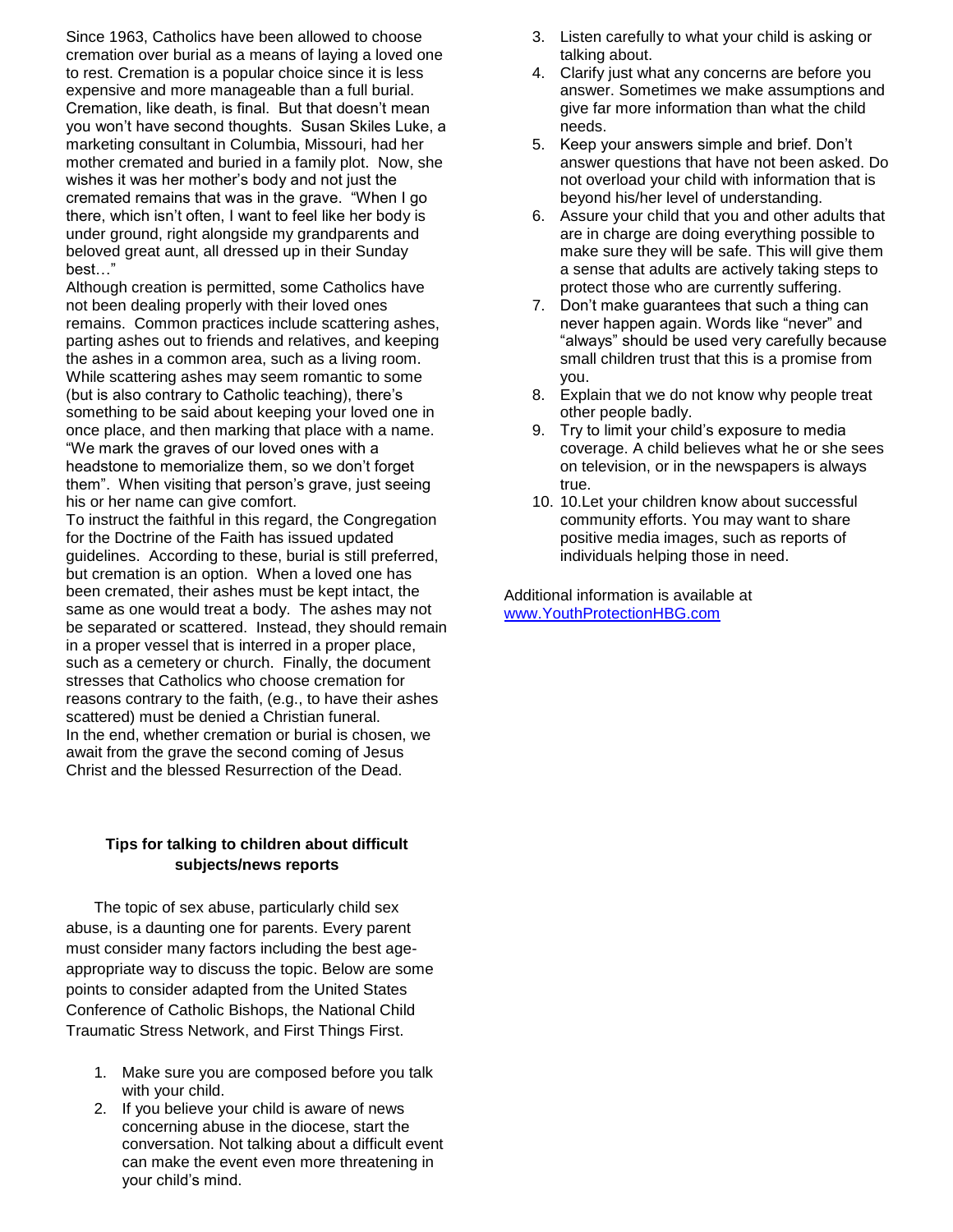Since 1963, Catholics have been allowed to choose cremation over burial as a means of laying a loved one to rest. Cremation is a popular choice since it is less expensive and more manageable than a full burial. Cremation, like death, is final. But that doesn't mean you won't have second thoughts. Susan Skiles Luke, a marketing consultant in Columbia, Missouri, had her mother cremated and buried in a family plot. Now, she wishes it was her mother's body and not just the cremated remains that was in the grave. "When I go there, which isn't often, I want to feel like her body is under ground, right alongside my grandparents and beloved great aunt, all dressed up in their Sunday best…"

Although creation is permitted, some Catholics have not been dealing properly with their loved ones remains. Common practices include scattering ashes, parting ashes out to friends and relatives, and keeping the ashes in a common area, such as a living room. While scattering ashes may seem romantic to some (but is also contrary to Catholic teaching), there's something to be said about keeping your loved one in once place, and then marking that place with a name. "We mark the graves of our loved ones with a headstone to memorialize them, so we don't forget them". When visiting that person's grave, just seeing his or her name can give comfort.

To instruct the faithful in this regard, the Congregation for the Doctrine of the Faith has issued updated guidelines. According to these, burial is still preferred, but cremation is an option. When a loved one has been cremated, their ashes must be kept intact, the same as one would treat a body. The ashes may not be separated or scattered. Instead, they should remain in a proper vessel that is interred in a proper place, such as a cemetery or church. Finally, the document stresses that Catholics who choose cremation for reasons contrary to the faith, (e.g., to have their ashes scattered) must be denied a Christian funeral.

In the end, whether cremation or burial is chosen, we await from the grave the second coming of Jesus Christ and the blessed Resurrection of the Dead.

**Tips for talking to children about difficult subjects/news reports**

The topic of sex abuse, particularly child sex abuse, is a daunting one for parents. Every parent must consider many factors including the best age-appropriate way to discuss the topic. Below are some points to consider adapted from the United States Conference of Catholic Bishops, the National Child Traumatic Stress Network, and First Things First.

1. Make sure you are composed before you talk with your child.
2. If you believe your child is aware of news concerning abuse in the diocese, start the conversation. Not talking about a difficult event can make the event even more threatening in your child's mind.
3. Listen carefully to what your child is asking or talking about.
4. Clarify just what any concerns are before you answer. Sometimes we make assumptions and give far more information than what the child needs.
5. Keep your answers simple and brief. Don't answer questions that have not been asked. Do not overload your child with information that is beyond his/her level of understanding.
6. Assure your child that you and other adults that are in charge are doing everything possible to make sure they will be safe. This will give them a sense that adults are actively taking steps to protect those who are currently suffering.
7. Don't make guarantees that such a thing can never happen again. Words like "never" and "always" should be used very carefully because small children trust that this is a promise from you.
8. Explain that we do not know why people treat other people badly.
9. Try to limit your child's exposure to media coverage. A child believes what he or she sees on television, or in the newspapers is always true.
10. 10.Let your children know about successful community efforts. You may want to share positive media images, such as reports of individuals helping those in need.

Additional information is available at [www.YouthProtectionHBG.com](http://www.YouthProtectionHBG.com)